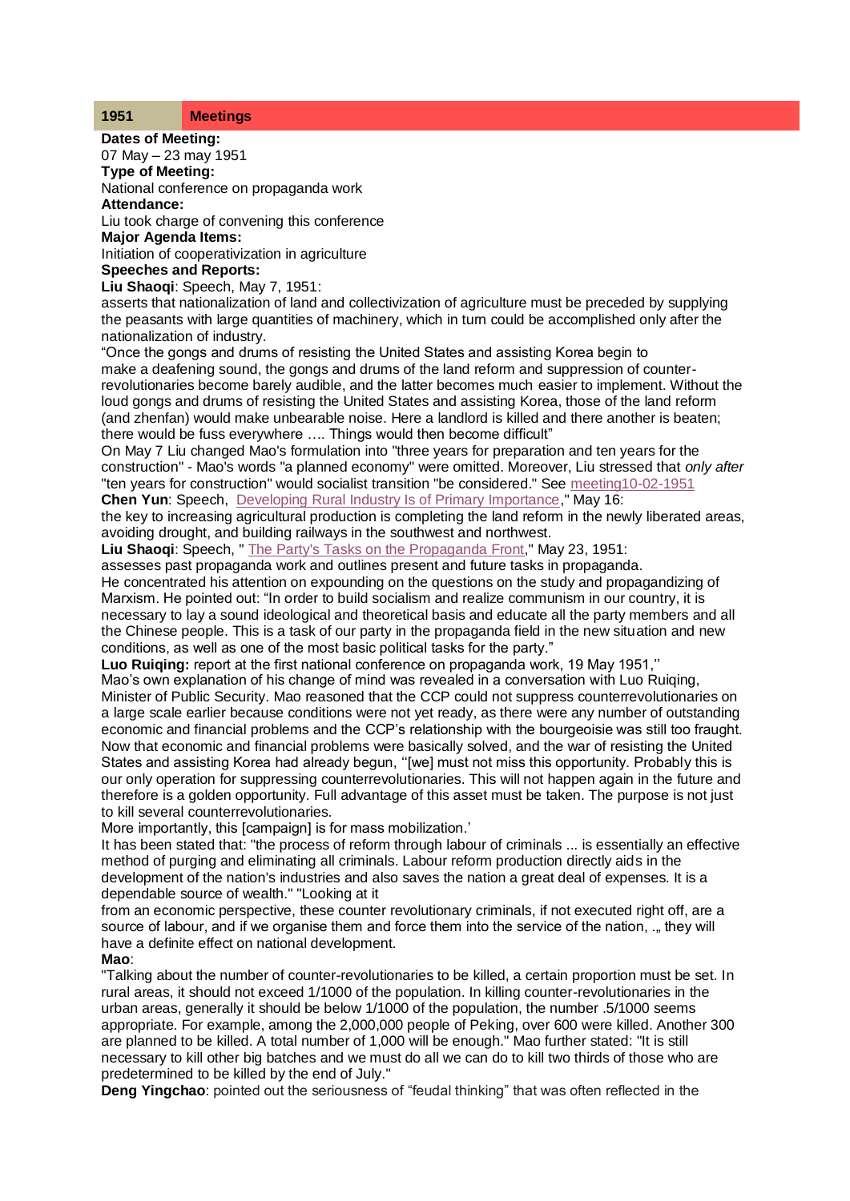| 1951 | Meetings |
|---|---|

**Dates of Meeting:**
07 May – 23 may 1951
**Type of Meeting:**
National conference on propaganda work
**Attendance:**
Liu took charge of convening this conference
**Major Agenda Items:**
Initiation of cooperativization in agriculture
**Speeches and Reports:**
**Liu Shaoqi**: Speech, May 7, 1951:
asserts that nationalization of land and collectivization of agriculture must be preceded by supplying the peasants with large quantities of machinery, which in turn could be accomplished only after the nationalization of industry.
"Once the gongs and drums of resisting the United States and assisting Korea begin to make a deafening sound, the gongs and drums of the land reform and suppression of counter-revolutionaries become barely audible, and the latter becomes much easier to implement. Without the loud gongs and drums of resisting the United States and assisting Korea, those of the land reform (and zhenfan) would make unbearable noise. Here a landlord is killed and there another is beaten; there would be fuss everywhere …. Things would then become difficult"
On May 7 Liu changed Mao's formulation into "three years for preparation and ten years for the construction" - Mao's words "a planned economy" were omitted. Moreover, Liu stressed that *only after* "ten years for construction" would socialist transition "be considered." See meeting10-02-1951
**Chen Yun**: Speech, "Developing Rural Industry Is of Primary Importance," May 16:
the key to increasing agricultural production is completing the land reform in the newly liberated areas, avoiding drought, and building railways in the southwest and northwest.
**Liu Shaoqi**: Speech, " The Party's Tasks on the Propaganda Front," May 23, 1951:
assesses past propaganda work and outlines present and future tasks in propaganda.
He concentrated his attention on expounding on the questions on the study and propagandizing of Marxism. He pointed out: "In order to build socialism and realize communism in our country, it is necessary to lay a sound ideological and theoretical basis and educate all the party members and all the Chinese people. This is a task of our party in the propaganda field in the new situation and new conditions, as well as one of the most basic political tasks for the party."
**Luo Ruiqing:** report at the first national conference on propaganda work, 19 May 1951,''
Mao's own explanation of his change of mind was revealed in a conversation with Luo Ruiqing, Minister of Public Security. Mao reasoned that the CCP could not suppress counterrevolutionaries on a large scale earlier because conditions were not yet ready, as there were any number of outstanding economic and financial problems and the CCP's relationship with the bourgeoisie was still too fraught. Now that economic and financial problems were basically solved, and the war of resisting the United States and assisting Korea had already begun, ''[we] must not miss this opportunity. Probably this is our only operation for suppressing counterrevolutionaries. This will not happen again in the future and therefore is a golden opportunity. Full advantage of this asset must be taken. The purpose is not just to kill several counterrevolutionaries.
More importantly, this [campaign] is for mass mobilization.'
It has been stated that: "the process of reform through labour of criminals ... is essentially an effective method of purging and eliminating all criminals. Labour reform production directly aids in the development of the nation's industries and also saves the nation a great deal of expenses. It is a dependable source of wealth." "Looking at it
from an economic perspective, these counter revolutionary criminals, if not executed right off, are a source of labour, and if we organise them and force them into the service of the nation, ., they will have a definite effect on national development.
**Mao**:
"Talking about the number of counter-revolutionaries to be killed, a certain proportion must be set. In rural areas, it should not exceed 1/1000 of the population. In killing counter-revolutionaries in the urban areas, generally it should be below 1/1000 of the population, the number .5/1000 seems appropriate. For example, among the 2,000,000 people of Peking, over 600 were killed. Another 300 are planned to be killed. A total number of 1,000 will be enough." Mao further stated: "It is still necessary to kill other big batches and we must do all we can do to kill two thirds of those who are predetermined to be killed by the end of July."
**Deng Yingchao**: pointed out the seriousness of "feudal thinking" that was often reflected in the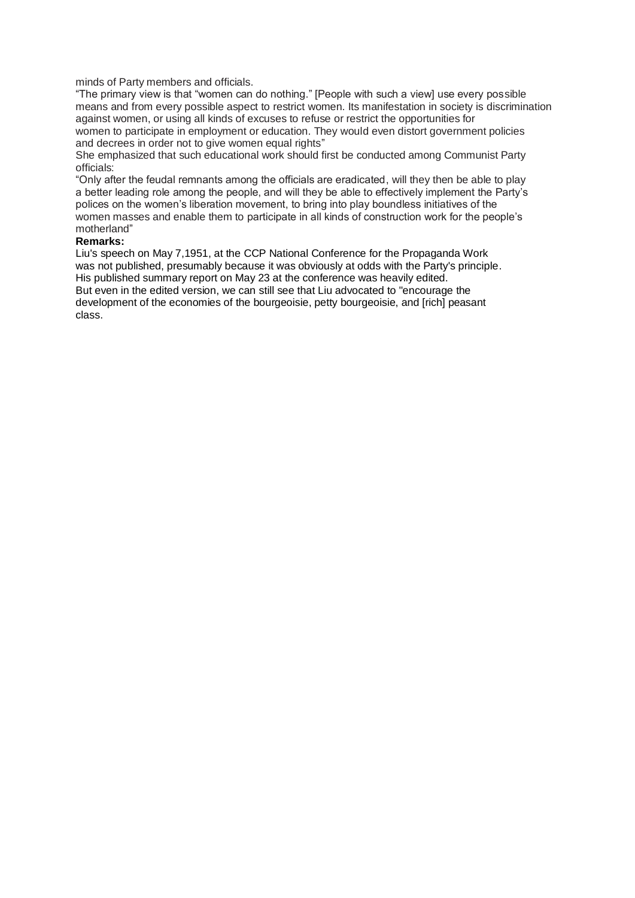minds of Party members and officials.

"The primary view is that "women can do nothing." [People with such a view] use every possible means and from every possible aspect to restrict women. Its manifestation in society is discrimination against women, or using all kinds of excuses to refuse or restrict the opportunities for women to participate in employment or education. They would even distort government policies and decrees in order not to give women equal rights"

She emphasized that such educational work should first be conducted among Communist Party officials:

"Only after the feudal remnants among the officials are eradicated, will they then be able to play a better leading role among the people, and will they be able to effectively implement the Party's polices on the women's liberation movement, to bring into play boundless initiatives of the women masses and enable them to participate in all kinds of construction work for the people's motherland"

**Remarks:**

Liu's speech on May 7,1951, at the CCP National Conference for the Propaganda Work was not published, presumably because it was obviously at odds with the Party's principle. His published summary report on May 23 at the conference was heavily edited. But even in the edited version, we can still see that Liu advocated to "encourage the development of the economies of the bourgeoisie, petty bourgeoisie, and [rich] peasant class.